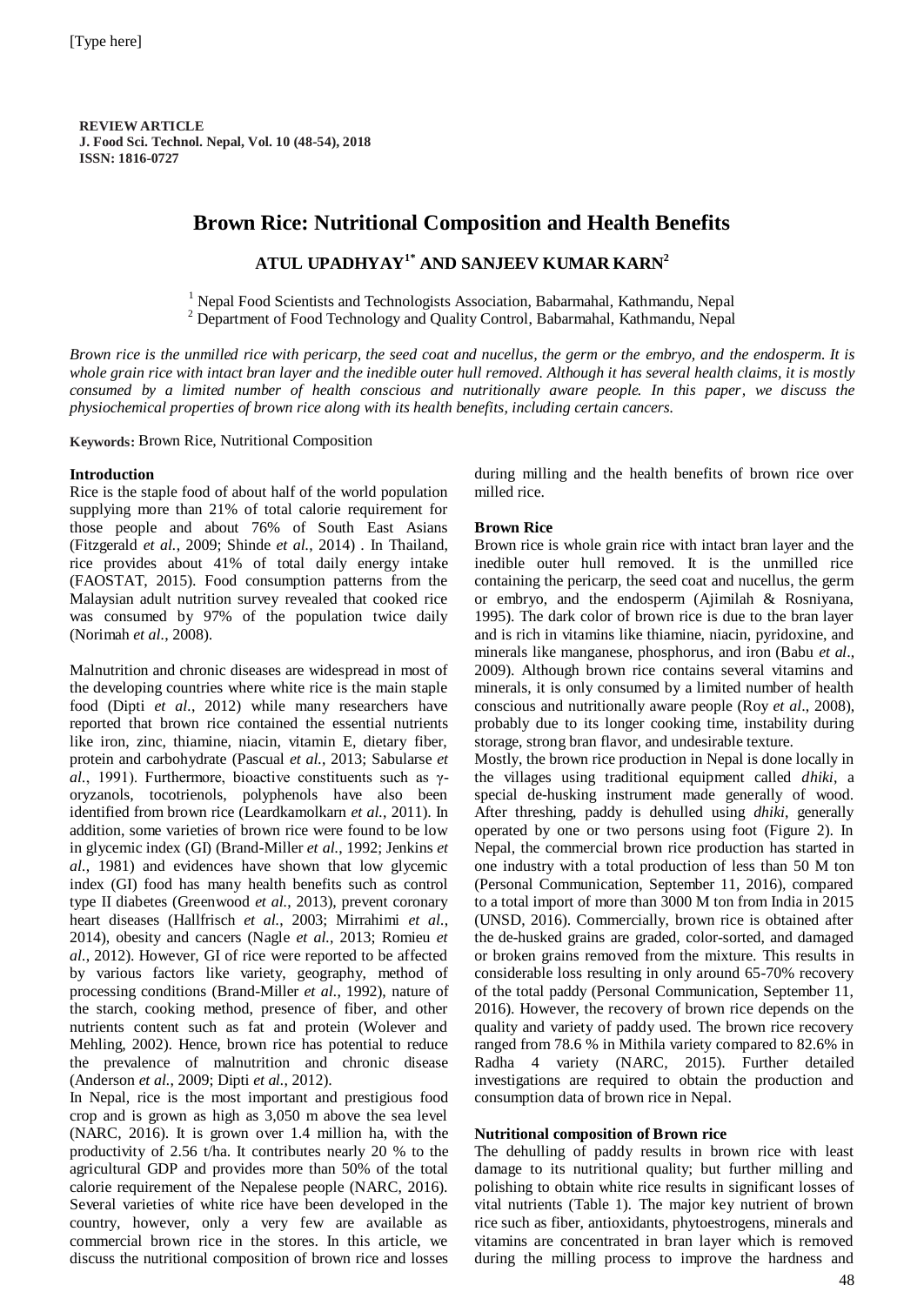**REVIEW ARTICLE**
**J. Food Sci. Technol. Nepal, Vol. 10 (48-54), 2018**
**ISSN: 1816-0727**

# Brown Rice: Nutritional Composition and Health Benefits

**ATUL UPADHYAY[1*] AND SANJEEV KUMAR KARN[2]**

[1] Nepal Food Scientists and Technologists Association, Babarmahal, Kathmandu, Nepal
[2] Department of Food Technology and Quality Control, Babarmahal, Kathmandu, Nepal

*Brown rice is the unmilled rice with pericarp, the seed coat and nucellus, the germ or the embryo, and the endosperm. It is whole grain rice with intact bran layer and the inedible outer hull removed. Although it has several health claims, it is mostly consumed by a limited number of health conscious and nutritionally aware people. In this paper, we discuss the physiochemical properties of brown rice along with its health benefits, including certain cancers.*

**Keywords:** Brown Rice, Nutritional Composition

## Introduction

Rice is the staple food of about half of the world population supplying more than 21% of total calorie requirement for those people and about 76% of South East Asians (Fitzgerald *et al.*, 2009; Shinde *et al.*, 2014) . In Thailand, rice provides about 41% of total daily energy intake (FAOSTAT, 2015). Food consumption patterns from the Malaysian adult nutrition survey revealed that cooked rice was consumed by 97% of the population twice daily (Norimah *et al.*, 2008).

Malnutrition and chronic diseases are widespread in most of the developing countries where white rice is the main staple food (Dipti *et al.*, 2012) while many researchers have reported that brown rice contained the essential nutrients like iron, zinc, thiamine, niacin, vitamin E, dietary fiber, protein and carbohydrate (Pascual *et al.*, 2013; Sabularse *et al.*, 1991). Furthermore, bioactive constituents such as γ-oryzanols, tocotrienols, polyphenols have also been identified from brown rice (Leardkamolkarn *et al.*, 2011). In addition, some varieties of brown rice were found to be low in glycemic index (GI) (Brand-Miller *et al.*, 1992; Jenkins *et al.*, 1981) and evidences have shown that low glycemic index (GI) food has many health benefits such as control type II diabetes (Greenwood *et al.*, 2013), prevent coronary heart diseases (Hallfrisch *et al.*, 2003; Mirrahimi *et al.*, 2014), obesity and cancers (Nagle *et al.*, 2013; Romieu *et al.*, 2012). However, GI of rice were reported to be affected by various factors like variety, geography, method of processing conditions (Brand-Miller *et al.*, 1992), nature of the starch, cooking method, presence of fiber, and other nutrients content such as fat and protein (Wolever and Mehling, 2002). Hence, brown rice has potential to reduce the prevalence of malnutrition and chronic disease (Anderson *et al.*, 2009; Dipti *et al.*, 2012).

In Nepal, rice is the most important and prestigious food crop and is grown as high as 3,050 m above the sea level (NARC, 2016). It is grown over 1.4 million ha, with the productivity of 2.56 t/ha. It contributes nearly 20 % to the agricultural GDP and provides more than 50% of the total calorie requirement of the Nepalese people (NARC, 2016). Several varieties of white rice have been developed in the country, however, only a very few are available as commercial brown rice in the stores. In this article, we discuss the nutritional composition of brown rice and losses during milling and the health benefits of brown rice over milled rice.

## Brown Rice

Brown rice is whole grain rice with intact bran layer and the inedible outer hull removed. It is the unmilled rice containing the pericarp, the seed coat and nucellus, the germ or embryo, and the endosperm (Ajimilah & Rosniyana, 1995). The dark color of brown rice is due to the bran layer and is rich in vitamins like thiamine, niacin, pyridoxine, and minerals like manganese, phosphorus, and iron (Babu *et al*., 2009). Although brown rice contains several vitamins and minerals, it is only consumed by a limited number of health conscious and nutritionally aware people (Roy *et al*., 2008), probably due to its longer cooking time, instability during storage, strong bran flavor, and undesirable texture.

Mostly, the brown rice production in Nepal is done locally in the villages using traditional equipment called *dhiki*, a special de-husking instrument made generally of wood. After threshing, paddy is dehulled using *dhiki*, generally operated by one or two persons using foot (Figure 2). In Nepal, the commercial brown rice production has started in one industry with a total production of less than 50 M ton (Personal Communication, September 11, 2016), compared to a total import of more than 3000 M ton from India in 2015 (UNSD, 2016). Commercially, brown rice is obtained after the de-husked grains are graded, color-sorted, and damaged or broken grains removed from the mixture. This results in considerable loss resulting in only around 65-70% recovery of the total paddy (Personal Communication, September 11, 2016). However, the recovery of brown rice depends on the quality and variety of paddy used. The brown rice recovery ranged from 78.6 % in Mithila variety compared to 82.6% in Radha 4 variety (NARC, 2015). Further detailed investigations are required to obtain the production and consumption data of brown rice in Nepal.

## Nutritional composition of Brown rice

The dehulling of paddy results in brown rice with least damage to its nutritional quality; but further milling and polishing to obtain white rice results in significant losses of vital nutrients (Table 1). The major key nutrient of brown rice such as fiber, antioxidants, phytoestrogens, minerals and vitamins are concentrated in bran layer which is removed during the milling process to improve the hardness and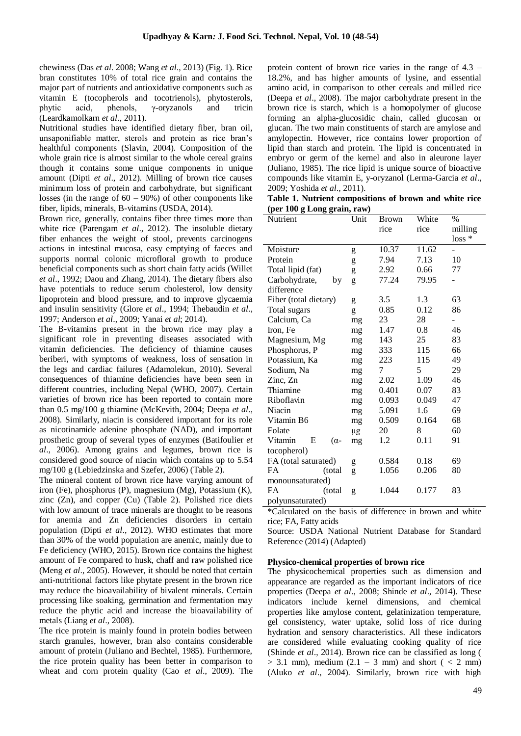chewiness (Das *et al*. 2008; Wang *et al*., 2013) (Fig. 1). Rice bran constitutes 10% of total rice grain and contains the major part of nutrients and antioxidative components such as vitamin E (tocopherols and tocotrienols), phytosterols, phytic acid, phenols, γ-oryzanols and tricin (Leardkamolkarn *et al*., 2011).

Nutritional studies have identified dietary fiber, bran oil, unsaponifiable matter, sterols and protein as rice bran's healthful components (Slavin, 2004). Composition of the whole grain rice is almost similar to the whole cereal grains though it contains some unique components in unique amount (Dipti *et al*., 2012). Milling of brown rice causes minimum loss of protein and carbohydrate, but significant losses (in the range of 60 – 90%) of other components like fiber, lipids, minerals, B-vitamins (USDA, 2014).

Brown rice, generally, contains fiber three times more than white rice (Parengam *et al*., 2012). The insoluble dietary fiber enhances the weight of stool, prevents carcinogens actions in intestinal mucosa, easy emptying of faeces and supports normal colonic microfloral growth to produce beneficial components such as short chain fatty acids (Willet *et al*., 1992; Daou and Zhang, 2014). The dietary fibers also have potentials to reduce serum cholesterol, low density lipoprotein and blood pressure, and to improve glycaemia and insulin sensitivity (Glore *et al*., 1994; Thebaudin *et al*., 1997; Anderson *et al*., 2009; Yanai *et al*; 2014).

The B-vitamins present in the brown rice may play a significant role in preventing diseases associated with vitamin deficiencies. The deficiency of thiamine causes beriberi, with symptoms of weakness, loss of sensation in the legs and cardiac failures (Adamolekun, 2010). Several consequences of thiamine deficiencies have been seen in different countries, including Nepal (WHO, 2007). Certain varieties of brown rice has been reported to contain more than 0.5 mg/100 g thiamine (McKevith, 2004; Deepa *et al*., 2008). Similarly, niacin is considered important for its role as nicotinamide adenine phosphate (NAD), and important prosthetic group of several types of enzymes (Batifoulier *et al*., 2006). Among grains and legumes, brown rice is considered good source of niacin which contains up to 5.54 mg/100 g (Lebiedzinska and Szefer, 2006) (Table 2).

The mineral content of brown rice have varying amount of iron (Fe), phosphorus (P), magnesium (Mg), Potassium (K), zinc (Zn), and copper (Cu) (Table 2). Polished rice diets with low amount of trace minerals are thought to be reasons for anemia and Zn deficiencies disorders in certain population (Dipti *et al*., 2012). WHO estimates that more than 30% of the world population are anemic, mainly due to Fe deficiency (WHO, 2015). Brown rice contains the highest amount of Fe compared to husk, chaff and raw polished rice (Meng *et al*., 2005). However, it should be noted that certain anti-nutritional factors like phytate present in the brown rice may reduce the bioavailability of bivalent minerals. Certain processing like soaking, germination and fermentation may reduce the phytic acid and increase the bioavailability of metals (Liang *et al*., 2008).

The rice protein is mainly found in protein bodies between starch granules, however, bran also contains considerable amount of protein (Juliano and Bechtel, 1985). Furthermore, the rice protein quality has been better in comparison to wheat and corn protein quality (Cao *et al*., 2009). The protein content of brown rice varies in the range of 4.3 – 18.2%, and has higher amounts of lysine, and essential amino acid, in comparison to other cereals and milled rice (Deepa *et al*., 2008). The major carbohydrate present in the brown rice is starch, which is a homopolymer of glucose forming an alpha-glucosidic chain, called glucosan or glucan. The two main constituents of starch are amylose and amylopectin. However, rice contains lower proportion of lipid than starch and protein. The lipid is concentrated in embryo or germ of the kernel and also in aleurone layer (Juliano, 1985). The rice lipid is unique source of bioactive compounds like vitamin E, γ-oryzanol (Lerma-Garcia *et al*., 2009; Yoshida *et al*., 2011).

**Table 1. Nutrient compositions of brown and white rice (per 100 g Long grain, raw)**

| Nutrient | Unit | Brown rice | White rice | % milling loss * |
|---|---|---|---|---|
| Moisture | g | 10.37 | 11.62 | - |
| Protein | g | 7.94 | 7.13 | 10 |
| Total lipid (fat) | g | 2.92 | 0.66 | 77 |
| Carbohydrate, by difference | g | 77.24 | 79.95 | - |
| Fiber (total dietary) | g | 3.5 | 1.3 | 63 |
| Total sugars | g | 0.85 | 0.12 | 86 |
| Calcium, Ca | mg | 23 | 28 | - |
| Iron, Fe | mg | 1.47 | 0.8 | 46 |
| Magnesium, Mg | mg | 143 | 25 | 83 |
| Phosphorus, P | mg | 333 | 115 | 66 |
| Potassium, Ka | mg | 223 | 115 | 49 |
| Sodium, Na | mg | 7 | 5 | 29 |
| Zinc, Zn | mg | 2.02 | 1.09 | 46 |
| Thiamine | mg | 0.401 | 0.07 | 83 |
| Riboflavin | mg | 0.093 | 0.049 | 47 |
| Niacin | mg | 5.091 | 1.6 | 69 |
| Vitamin B6 | mg | 0.509 | 0.164 | 68 |
| Folate | μg | 20 | 8 | 60 |
| Vitamin E (α-tocopherol) | mg | 1.2 | 0.11 | 91 |
| FA (total saturated) | g | 0.584 | 0.18 | 69 |
| FA (total monounsaturated) | g | 1.056 | 0.206 | 80 |
| FA (total polyunsaturated) | g | 1.044 | 0.177 | 83 |

*Calculated on the basis of difference in brown and white rice; FA, Fatty acids

Source: USDA National Nutrient Database for Standard Reference (2014) (Adapted)

### Physico-chemical properties of brown rice

The physicochemical properties such as dimension and appearance are regarded as the important indicators of rice properties (Deepa *et al*., 2008; Shinde *et al*., 2014). These indicators include kernel dimensions, and chemical properties like amylose content, gelatinization temperature, gel consistency, water uptake, solid loss of rice during hydration and sensory characteristics. All these indicators are considered while evaluating cooking quality of rice (Shinde *et al*., 2014). Brown rice can be classified as long ( > 3.1 mm), medium (2.1 – 3 mm) and short ( < 2 mm) (Aluko *et al*., 2004). Similarly, brown rice with high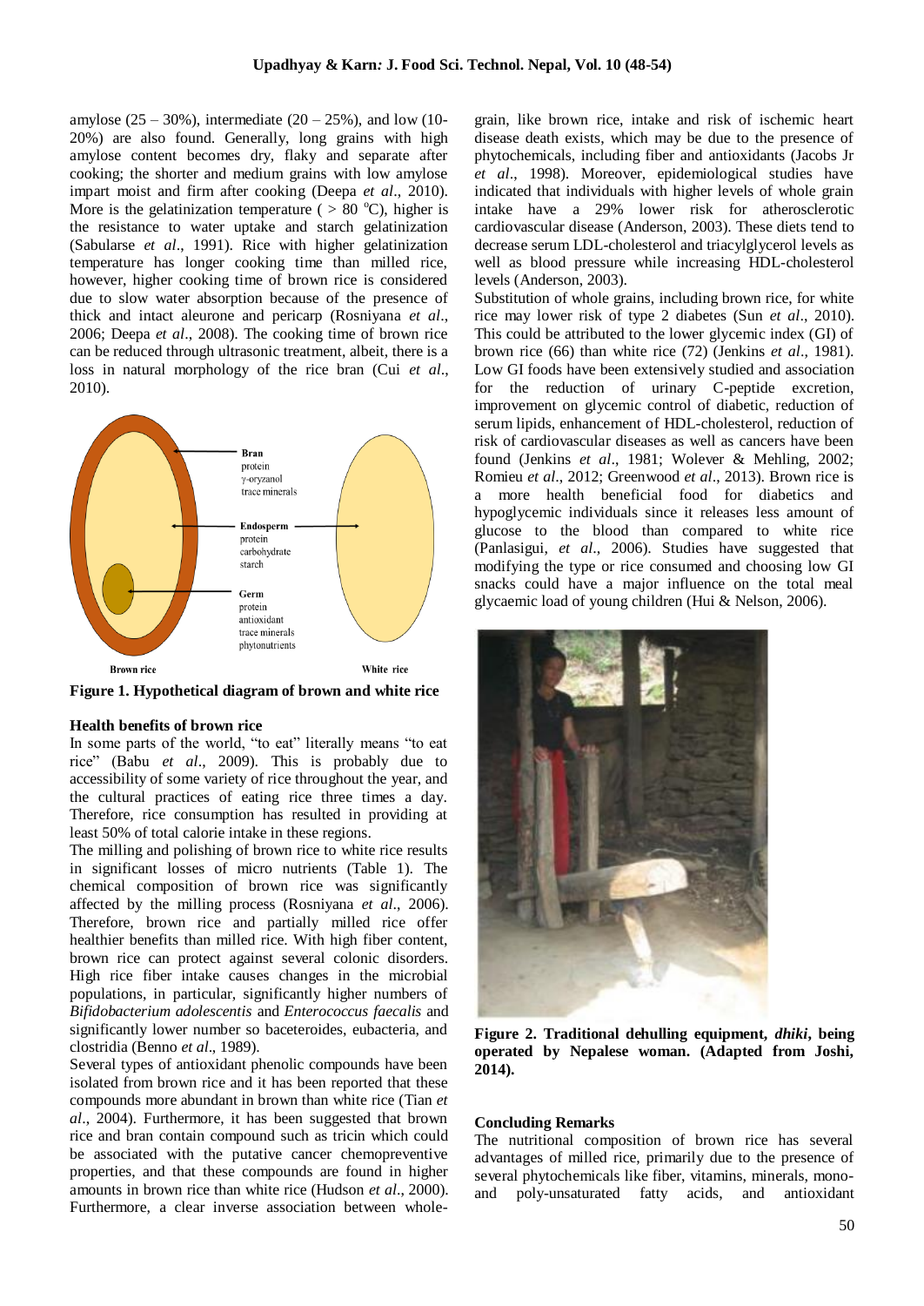amylose (25 – 30%), intermediate (20 – 25%), and low (10-20%) are also found. Generally, long grains with high amylose content becomes dry, flaky and separate after cooking; the shorter and medium grains with low amylose impart moist and firm after cooking (Deepa *et al*., 2010). More is the gelatinization temperature ( > 80 °C), higher is the resistance to water uptake and starch gelatinization (Sabularse *et al*., 1991). Rice with higher gelatinization temperature has longer cooking time than milled rice, however, higher cooking time of brown rice is considered due to slow water absorption because of the presence of thick and intact aleurone and pericarp (Rosniyana *et al*., 2006; Deepa *et al*., 2008). The cooking time of brown rice can be reduced through ultrasonic treatment, albeit, there is a loss in natural morphology of the rice bran (Cui *et al*., 2010).

**Figure 1. Hypothetical diagram of brown and white rice**

## Health benefits of brown rice

In some parts of the world, "to eat" literally means "to eat rice" (Babu *et al*., 2009). This is probably due to accessibility of some variety of rice throughout the year, and the cultural practices of eating rice three times a day. Therefore, rice consumption has resulted in providing at least 50% of total calorie intake in these regions.

The milling and polishing of brown rice to white rice results in significant losses of micro nutrients (Table 1). The chemical composition of brown rice was significantly affected by the milling process (Rosniyana *et al*., 2006). Therefore, brown rice and partially milled rice offer healthier benefits than milled rice. With high fiber content, brown rice can protect against several colonic disorders. High rice fiber intake causes changes in the microbial populations, in particular, significantly higher numbers of *Bifidobacterium adolescentis* and *Enterococcus faecalis* and significantly lower number so baceteroides, eubacteria, and clostridia (Benno *et al*., 1989).

Several types of antioxidant phenolic compounds have been isolated from brown rice and it has been reported that these compounds more abundant in brown than white rice (Tian *et al*., 2004). Furthermore, it has been suggested that brown rice and bran contain compound such as tricin which could be associated with the putative cancer chemopreventive properties, and that these compounds are found in higher amounts in brown rice than white rice (Hudson *et al*., 2000). Furthermore, a clear inverse association between whole-grain, like brown rice, intake and risk of ischemic heart disease death exists, which may be due to the presence of phytochemicals, including fiber and antioxidants (Jacobs Jr *et al*., 1998). Moreover, epidemiological studies have indicated that individuals with higher levels of whole grain intake have a 29% lower risk for atherosclerotic cardiovascular disease (Anderson, 2003). These diets tend to decrease serum LDL-cholesterol and triacylglycerol levels as well as blood pressure while increasing HDL-cholesterol levels (Anderson, 2003).

Substitution of whole grains, including brown rice, for white rice may lower risk of type 2 diabetes (Sun *et al*., 2010). This could be attributed to the lower glycemic index (GI) of brown rice (66) than white rice (72) (Jenkins *et al*., 1981). Low GI foods have been extensively studied and association for the reduction of urinary C-peptide excretion, improvement on glycemic control of diabetic, reduction of serum lipids, enhancement of HDL-cholesterol, reduction of risk of cardiovascular diseases as well as cancers have been found (Jenkins *et al*., 1981; Wolever & Mehling, 2002; Romieu *et al*., 2012; Greenwood *et al*., 2013). Brown rice is a more health beneficial food for diabetics and hypoglycemic individuals since it releases less amount of glucose to the blood than compared to white rice (Panlasigui, *et al*., 2006). Studies have suggested that modifying the type or rice consumed and choosing low GI snacks could have a major influence on the total meal glycaemic load of young children (Hui & Nelson, 2006).

**Figure 2. Traditional dehulling equipment, *dhiki*, being operated by Nepalese woman. (Adapted from Joshi, 2014).**

## Concluding Remarks

The nutritional composition of brown rice has several advantages of milled rice, primarily due to the presence of several phytochemicals like fiber, vitamins, minerals, mono- and poly-unsaturated fatty acids, and antioxidant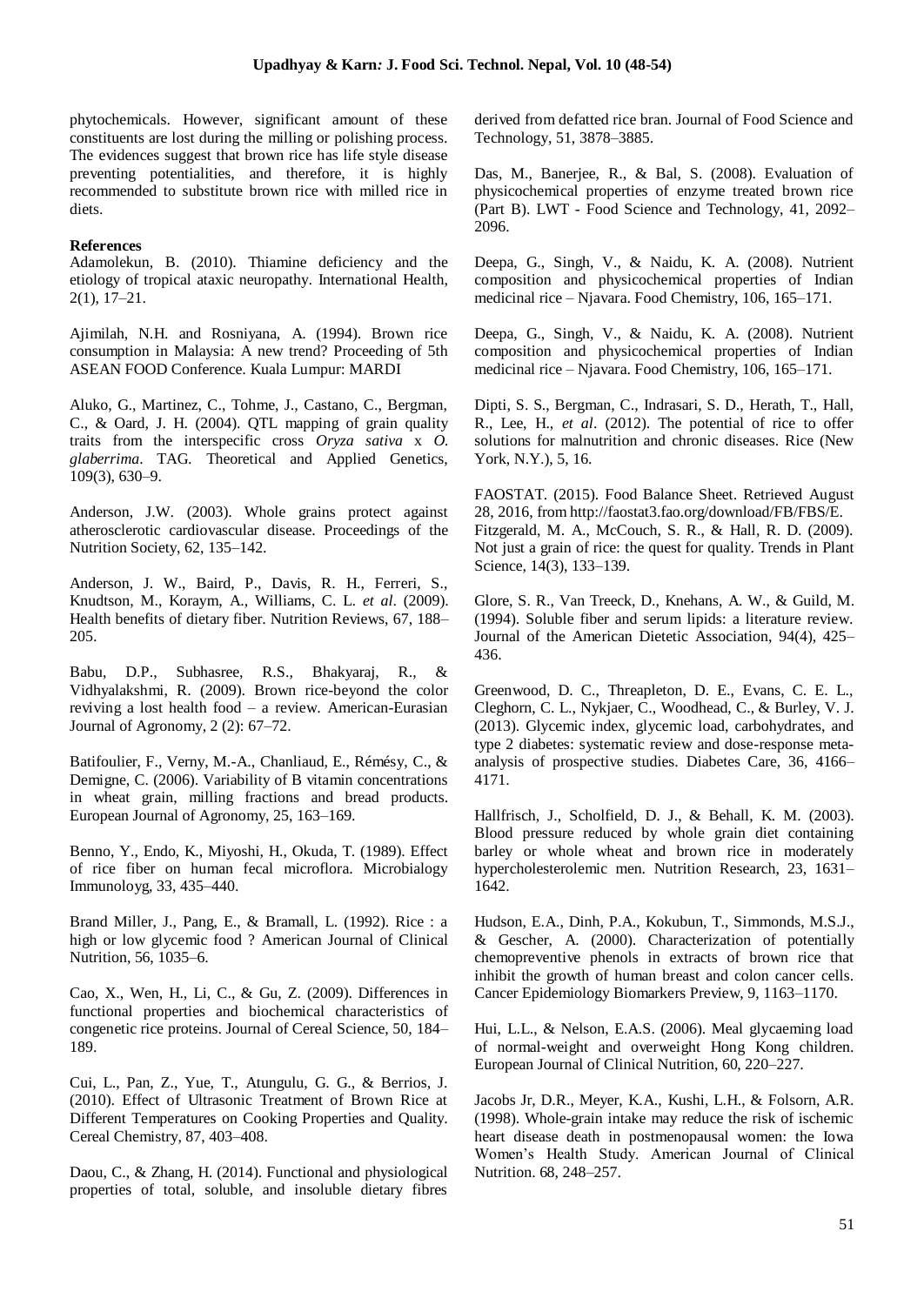phytochemicals. However, significant amount of these constituents are lost during the milling or polishing process. The evidences suggest that brown rice has life style disease preventing potentialities, and therefore, it is highly recommended to substitute brown rice with milled rice in diets.

**References**

Adamolekun, B. (2010). Thiamine deficiency and the etiology of tropical ataxic neuropathy. International Health, 2(1), 17–21.

Ajimilah, N.H. and Rosniyana, A. (1994). Brown rice consumption in Malaysia: A new trend? Proceeding of 5th ASEAN FOOD Conference. Kuala Lumpur: MARDI

Aluko, G., Martinez, C., Tohme, J., Castano, C., Bergman, C., & Oard, J. H. (2004). QTL mapping of grain quality traits from the interspecific cross *Oryza sativa* x *O. glaberrima*. TAG. Theoretical and Applied Genetics, 109(3), 630–9.

Anderson, J.W. (2003). Whole grains protect against atherosclerotic cardiovascular disease. Proceedings of the Nutrition Society, 62, 135–142.

Anderson, J. W., Baird, P., Davis, R. H., Ferreri, S., Knudtson, M., Koraym, A., Williams, C. L. *et al*. (2009). Health benefits of dietary fiber. Nutrition Reviews, 67, 188–205.

Babu, D.P., Subhasree, R.S., Bhakyaraj, R., & Vidhyalakshmi, R. (2009). Brown rice-beyond the color reviving a lost health food – a review. American-Eurasian Journal of Agronomy, 2 (2): 67–72.

Batifoulier, F., Verny, M.-A., Chanliaud, E., Rémésy, C., & Demigne, C. (2006). Variability of B vitamin concentrations in wheat grain, milling fractions and bread products. European Journal of Agronomy, 25, 163–169.

Benno, Y., Endo, K., Miyoshi, H., Okuda, T. (1989). Effect of rice fiber on human fecal microflora. Microbialogy Immunoloyg, 33, 435–440.

Brand Miller, J., Pang, E., & Bramall, L. (1992). Rice : a high or low glycemic food ? American Journal of Clinical Nutrition, 56, 1035–6.

Cao, X., Wen, H., Li, C., & Gu, Z. (2009). Differences in functional properties and biochemical characteristics of congenetic rice proteins. Journal of Cereal Science, 50, 184–189.

Cui, L., Pan, Z., Yue, T., Atungulu, G. G., & Berrios, J. (2010). Effect of Ultrasonic Treatment of Brown Rice at Different Temperatures on Cooking Properties and Quality. Cereal Chemistry, 87, 403–408.

Daou, C., & Zhang, H. (2014). Functional and physiological properties of total, soluble, and insoluble dietary fibres derived from defatted rice bran. Journal of Food Science and Technology, 51, 3878–3885.

Das, M., Banerjee, R., & Bal, S. (2008). Evaluation of physicochemical properties of enzyme treated brown rice (Part B). LWT - Food Science and Technology, 41, 2092–2096.

Deepa, G., Singh, V., & Naidu, K. A. (2008). Nutrient composition and physicochemical properties of Indian medicinal rice – Njavara. Food Chemistry, 106, 165–171.

Deepa, G., Singh, V., & Naidu, K. A. (2008). Nutrient composition and physicochemical properties of Indian medicinal rice – Njavara. Food Chemistry, 106, 165–171.

Dipti, S. S., Bergman, C., Indrasari, S. D., Herath, T., Hall, R., Lee, H., *et al*. (2012). The potential of rice to offer solutions for malnutrition and chronic diseases. Rice (New York, N.Y.), 5, 16.

FAOSTAT. (2015). Food Balance Sheet. Retrieved August 28, 2016, from http://faostat3.fao.org/download/FB/FBS/E.

Fitzgerald, M. A., McCouch, S. R., & Hall, R. D. (2009). Not just a grain of rice: the quest for quality. Trends in Plant Science, 14(3), 133–139.

Glore, S. R., Van Treeck, D., Knehans, A. W., & Guild, M. (1994). Soluble fiber and serum lipids: a literature review. Journal of the American Dietetic Association, 94(4), 425–436.

Greenwood, D. C., Threapleton, D. E., Evans, C. E. L., Cleghorn, C. L., Nykjaer, C., Woodhead, C., & Burley, V. J. (2013). Glycemic index, glycemic load, carbohydrates, and type 2 diabetes: systematic review and dose-response meta-analysis of prospective studies. Diabetes Care, 36, 4166–4171.

Hallfrisch, J., Scholfield, D. J., & Behall, K. M. (2003). Blood pressure reduced by whole grain diet containing barley or whole wheat and brown rice in moderately hypercholesterolemic men. Nutrition Research, 23, 1631–1642.

Hudson, E.A., Dinh, P.A., Kokubun, T., Simmonds, M.S.J., & Gescher, A. (2000). Characterization of potentially chemopreventive phenols in extracts of brown rice that inhibit the growth of human breast and colon cancer cells. Cancer Epidemiology Biomarkers Preview, 9, 1163–1170.

Hui, L.L., & Nelson, E.A.S. (2006). Meal glycaeming load of normal-weight and overweight Hong Kong children. European Journal of Clinical Nutrition, 60, 220–227.

Jacobs Jr, D.R., Meyer, K.A., Kushi, L.H., & Folsorn, A.R. (1998). Whole-grain intake may reduce the risk of ischemic heart disease death in postmenopausal women: the Iowa Women's Health Study. American Journal of Clinical Nutrition. 68, 248–257.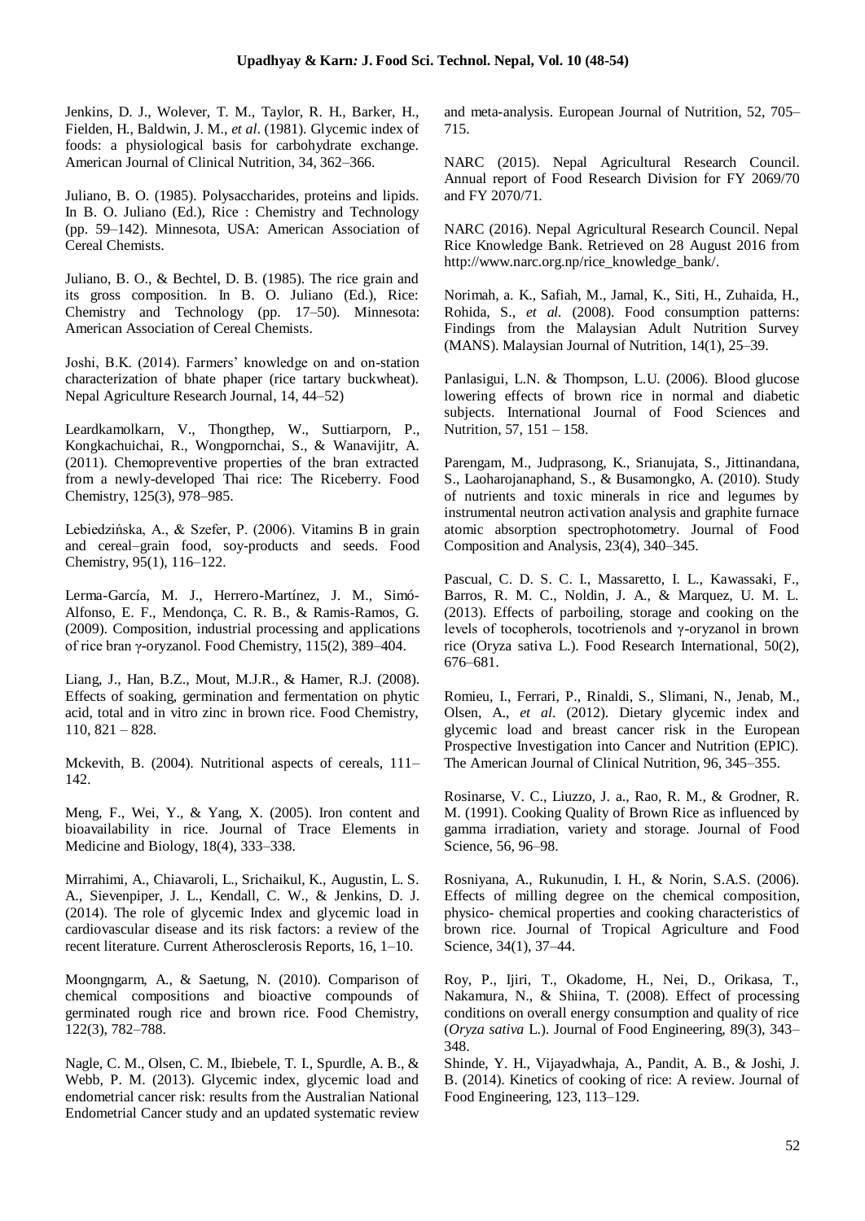Jenkins, D. J., Wolever, T. M., Taylor, R. H., Barker, H., Fielden, H., Baldwin, J. M., *et al*. (1981). Glycemic index of foods: a physiological basis for carbohydrate exchange. American Journal of Clinical Nutrition, 34, 362–366.

Juliano, B. O. (1985). Polysaccharides, proteins and lipids. In B. O. Juliano (Ed.), Rice : Chemistry and Technology (pp. 59–142). Minnesota, USA: American Association of Cereal Chemists.

Juliano, B. O., & Bechtel, D. B. (1985). The rice grain and its gross composition. In B. O. Juliano (Ed.), Rice: Chemistry and Technology (pp. 17–50). Minnesota: American Association of Cereal Chemists.

Joshi, B.K. (2014). Farmers' knowledge on and on-station characterization of bhate phaper (rice tartary buckwheat). Nepal Agriculture Research Journal, 14, 44–52)

Leardkamolkarn, V., Thongthep, W., Suttiarporn, P., Kongkachuichai, R., Wongpornchai, S., & Wanavijitr, A. (2011). Chemopreventive properties of the bran extracted from a newly-developed Thai rice: The Riceberry. Food Chemistry, 125(3), 978–985.

Lebiedzińska, A., & Szefer, P. (2006). Vitamins B in grain and cereal–grain food, soy-products and seeds. Food Chemistry, 95(1), 116–122.

Lerma-García, M. J., Herrero-Martínez, J. M., Simó-Alfonso, E. F., Mendonça, C. R. B., & Ramis-Ramos, G. (2009). Composition, industrial processing and applications of rice bran γ-oryzanol. Food Chemistry, 115(2), 389–404.

Liang, J., Han, B.Z., Mout, M.J.R., & Hamer, R.J. (2008). Effects of soaking, germination and fermentation on phytic acid, total and in vitro zinc in brown rice. Food Chemistry, 110, 821 – 828.

Mckevith, B. (2004). Nutritional aspects of cereals, 111–142.

Meng, F., Wei, Y., & Yang, X. (2005). Iron content and bioavailability in rice. Journal of Trace Elements in Medicine and Biology, 18(4), 333–338.

Mirrahimi, A., Chiavaroli, L., Srichaikul, K., Augustin, L. S. A., Sievenpiper, J. L., Kendall, C. W., & Jenkins, D. J. (2014). The role of glycemic Index and glycemic load in cardiovascular disease and its risk factors: a review of the recent literature. Current Atherosclerosis Reports, 16, 1–10.

Moongngarm, A., & Saetung, N. (2010). Comparison of chemical compositions and bioactive compounds of germinated rough rice and brown rice. Food Chemistry, 122(3), 782–788.

Nagle, C. M., Olsen, C. M., Ibiebele, T. I., Spurdle, A. B., & Webb, P. M. (2013). Glycemic index, glycemic load and endometrial cancer risk: results from the Australian National Endometrial Cancer study and an updated systematic review and meta-analysis. European Journal of Nutrition, 52, 705–715.

NARC (2015). Nepal Agricultural Research Council. Annual report of Food Research Division for FY 2069/70 and FY 2070/71.

NARC (2016). Nepal Agricultural Research Council. Nepal Rice Knowledge Bank. Retrieved on 28 August 2016 from http://www.narc.org.np/rice_knowledge_bank/.

Norimah, a. K., Safiah, M., Jamal, K., Siti, H., Zuhaida, H., Rohida, S., *et al*. (2008). Food consumption patterns: Findings from the Malaysian Adult Nutrition Survey (MANS). Malaysian Journal of Nutrition, 14(1), 25–39.

Panlasigui, L.N. & Thompson, L.U. (2006). Blood glucose lowering effects of brown rice in normal and diabetic subjects. International Journal of Food Sciences and Nutrition, 57, 151 – 158.

Parengam, M., Judprasong, K., Srianujata, S., Jittinandana, S., Laoharojanaphand, S., & Busamongko, A. (2010). Study of nutrients and toxic minerals in rice and legumes by instrumental neutron activation analysis and graphite furnace atomic absorption spectrophotometry. Journal of Food Composition and Analysis, 23(4), 340–345.

Pascual, C. D. S. C. I., Massaretto, I. L., Kawassaki, F., Barros, R. M. C., Noldin, J. A., & Marquez, U. M. L. (2013). Effects of parboiling, storage and cooking on the levels of tocopherols, tocotrienols and γ-oryzanol in brown rice (Oryza sativa L.). Food Research International, 50(2), 676–681.

Romieu, I., Ferrari, P., Rinaldi, S., Slimani, N., Jenab, M., Olsen, A., *et al*. (2012). Dietary glycemic index and glycemic load and breast cancer risk in the European Prospective Investigation into Cancer and Nutrition (EPIC). The American Journal of Clinical Nutrition, 96, 345–355.

Rosinarse, V. C., Liuzzo, J. a., Rao, R. M., & Grodner, R. M. (1991). Cooking Quality of Brown Rice as influenced by gamma irradiation, variety and storage. Journal of Food Science, 56, 96–98.

Rosniyana, A., Rukunudin, I. H., & Norin, S.A.S. (2006). Effects of milling degree on the chemical composition, physico- chemical properties and cooking characteristics of brown rice. Journal of Tropical Agriculture and Food Science, 34(1), 37–44.

Roy, P., Ijiri, T., Okadome, H., Nei, D., Orikasa, T., Nakamura, N., & Shiina, T. (2008). Effect of processing conditions on overall energy consumption and quality of rice (*Oryza sativa* L.). Journal of Food Engineering, 89(3), 343–348.

Shinde, Y. H., Vijayadwhaja, A., Pandit, A. B., & Joshi, J. B. (2014). Kinetics of cooking of rice: A review. Journal of Food Engineering, 123, 113–129.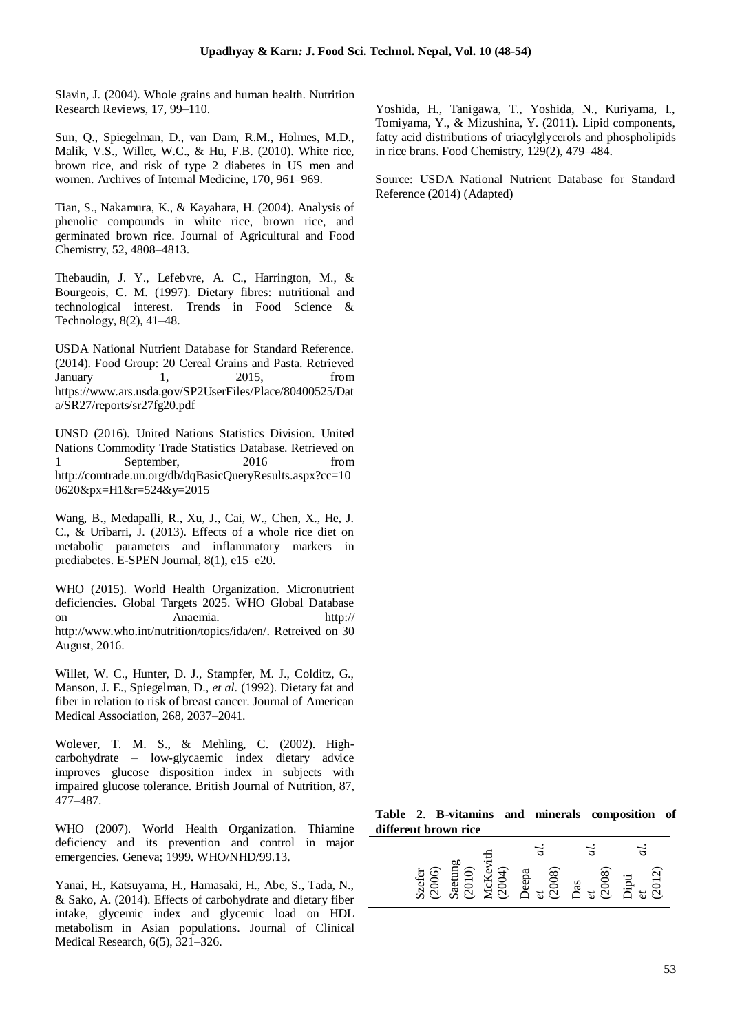Slavin, J. (2004). Whole grains and human health. Nutrition Research Reviews, 17, 99–110.

Sun, Q., Spiegelman, D., van Dam, R.M., Holmes, M.D., Malik, V.S., Willet, W.C., & Hu, F.B. (2010). White rice, brown rice, and risk of type 2 diabetes in US men and women. Archives of Internal Medicine, 170, 961–969.

Tian, S., Nakamura, K., & Kayahara, H. (2004). Analysis of phenolic compounds in white rice, brown rice, and germinated brown rice. Journal of Agricultural and Food Chemistry, 52, 4808–4813.

Thebaudin, J. Y., Lefebvre, A. C., Harrington, M., & Bourgeois, C. M. (1997). Dietary fibres: nutritional and technological interest. Trends in Food Science & Technology, 8(2), 41–48.

USDA National Nutrient Database for Standard Reference. (2014). Food Group: 20 Cereal Grains and Pasta. Retrieved January 1, 2015, from https://www.ars.usda.gov/SP2UserFiles/Place/80400525/Data/SR27/reports/sr27fg20.pdf

UNSD (2016). United Nations Statistics Division. United Nations Commodity Trade Statistics Database. Retrieved on 1 September, 2016 from http://comtrade.un.org/db/dqBasicQueryResults.aspx?cc=100620&px=H1&r=524&y=2015

Wang, B., Medapalli, R., Xu, J., Cai, W., Chen, X., He, J. C., & Uribarri, J. (2013). Effects of a whole rice diet on metabolic parameters and inflammatory markers in prediabetes. E-SPEN Journal, 8(1), e15–e20.

WHO (2015). World Health Organization. Micronutrient deficiencies. Global Targets 2025. WHO Global Database on Anaemia. http:// http://www.who.int/nutrition/topics/ida/en/. Retreived on 30 August, 2016.

Willet, W. C., Hunter, D. J., Stampfer, M. J., Colditz, G., Manson, J. E., Spiegelman, D., *et al*. (1992). Dietary fat and fiber in relation to risk of breast cancer. Journal of American Medical Association, 268, 2037–2041.

Wolever, T. M. S., & Mehling, C. (2002). High-carbohydrate – low-glycaemic index dietary advice improves glucose disposition index in subjects with impaired glucose tolerance. British Journal of Nutrition, 87, 477–487.

WHO (2007). World Health Organization. Thiamine deficiency and its prevention and control in major emergencies. Geneva; 1999. WHO/NHD/99.13.

Yanai, H., Katsuyama, H., Hamasaki, H., Abe, S., Tada, N., & Sako, A. (2014). Effects of carbohydrate and dietary fiber intake, glycemic index and glycemic load on HDL metabolism in Asian populations. Journal of Clinical Medical Research, 6(5), 321–326.

Yoshida, H., Tanigawa, T., Yoshida, N., Kuriyama, I., Tomiyama, Y., & Mizushina, Y. (2011). Lipid components, fatty acid distributions of triacylglycerols and phospholipids in rice brans. Food Chemistry, 129(2), 479–484.

Source: USDA National Nutrient Database for Standard Reference (2014) (Adapted)

**Table 2**. **B-vitamins and minerals composition of different brown rice**

| Szefer (2006) | Saetung (2010) | McKevith (2004) | Deepa *et al.* (2008) | Das *et al.* (2008) | Dipti *et al.* (2012) |
|---|---|---|---|---|---|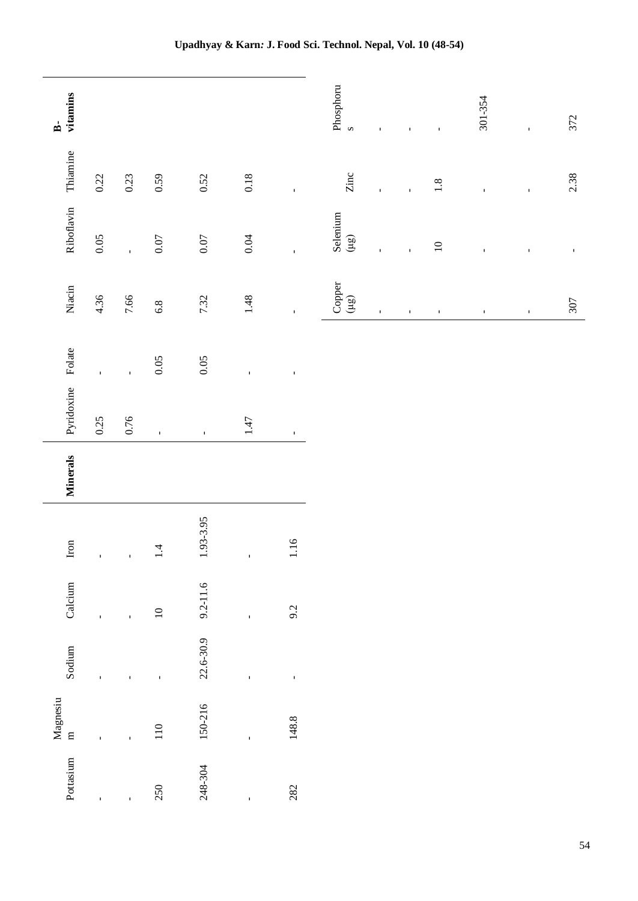| B-vitamins | | | | | Minerals | | | | | | | | |
|---|---|---|---|---|---|---|---|---|---|---|---|---|---|
| Thiamine | Riboflavin | Niacin | Folate | Pyridoxine | Iron | Calcium | Sodium | Magnesium | Pottasium | Phosphorus | Zinc | Selenium (µg) | Copper (µg) |
| 0.22 | 0.05 | 4.36 | - | 0.25 | - | - | - | - | - | - | - | - | - |
| 0.23 | - | 7.66 | - | 0.76 | - | - | - | - | - | - | - | - | - |
| 0.59 | 0.07 | 6.8 | 0.05 | - | 1.4 | 10 | - | 110 | 250 | - | 1.8 | 10 | - |
| 0.52 | 0.07 | 7.32 | 0.05 | - | 1.93-3.95 | 9.2-11.6 | 22.6-30.9 | 150-216 | 248-304 | 301-354 | - | - | - |
| 0.18 | 0.04 | 1.48 | - | 1.47 | - | - | - | - | - | - | - | - | - |
| - | - | - | - | - | 1.16 | 9.2 | - | 148.8 | 282 | 372 | 2.38 | - | 307 |